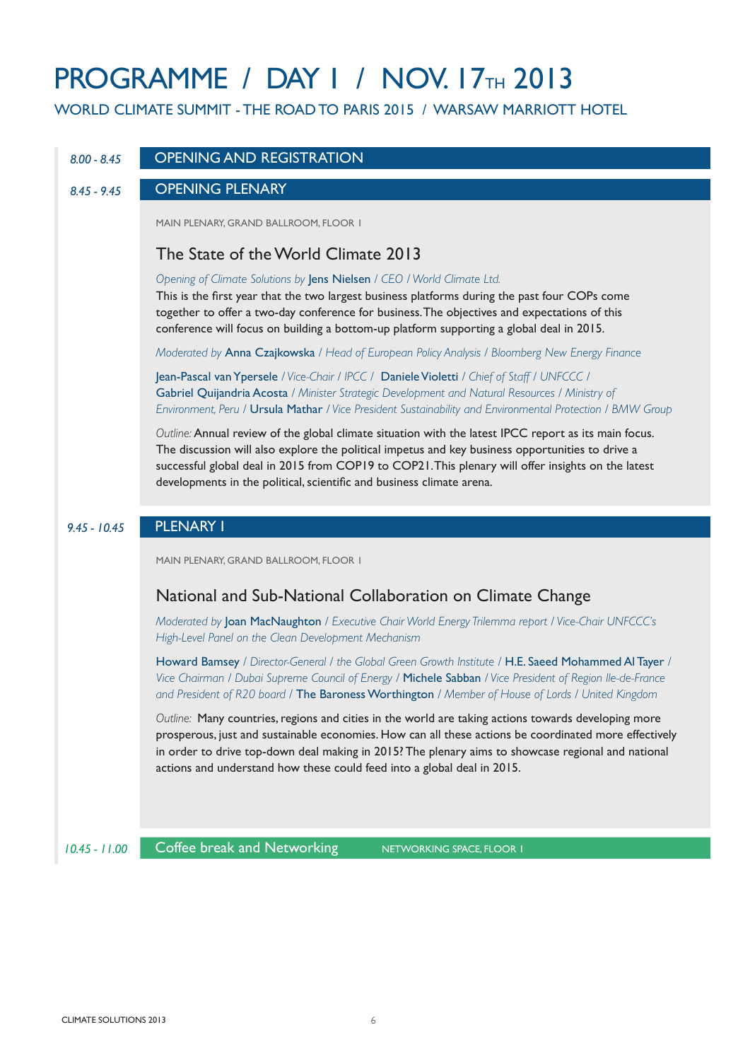# PROGRAMME / DAY 1 / NOV. 17TH 2013

WORLD CLIMATE SUMMIT - THE ROAD TO PARIS 2015 / WARSAW MARRIOTT HOTEL

*8.00 - 8.45* **OPENING AND REGISTRATION**

*8.45 - 9.45* **OPENING PLENARY**

MAIN PLENARY, GRAND BALLROOM, FLOOR 1

## The State of the World Climate 2013

*Opening of Climate Solutions by* Jens Nielsen / *CEO / World Climate Ltd.*

This is the first year that the two largest business platforms during the past four COPs come together to offer a two-day conference for business. The objectives and expectations of this conference will focus on building a bottom-up platform supporting a global deal in 2015.

*Moderated by* Anna Czajkowska / *Head of European Policy Analysis / Bloomberg New Energy Finance*

Jean-Pascal van Ypersele / *Vice-Chair / IPCC /* Daniele Violetti / *Chief of Staff / UNFCCC /* Gabriel Quijandria Acosta / *Minister Strategic Development and Natural Resources / Ministry of Environment, Peru /* Ursula Mathar / *Vice President Sustainability and Environmental Protection / BMW Group*

*Outline:* Annual review of the global climate situation with the latest IPCC report as its main focus. The discussion will also explore the political impetus and key business opportunities to drive a successful global deal in 2015 from COP19 to COP21. This plenary will offer insights on the latest developments in the political, scientific and business climate arena.

*9.45 - 10.45* **PLENARY I**

MAIN PLENARY, GRAND BALLROOM, FLOOR 1

## National and Sub-National Collaboration on Climate Change

*Moderated by* Joan MacNaughton / *Executive Chair World Energy Trilemma report / Vice-Chair UNFCCC's High-Level Panel on the Clean Development Mechanism*

Howard Bamsey / *Director-General / the Global Green Growth Institute /* H.E. Saeed Mohammed Al Tayer / *Vice Chairman / Dubai Supreme Council of Energy /* Michele Sabban / *Vice President of Region Ile-de-France and President of R20 board /* The Baroness Worthington / *Member of House of Lords / United Kingdom*

*Outline:* Many countries, regions and cities in the world are taking actions towards developing more prosperous, just and sustainable economies. How can all these actions be coordinated more effectively in order to drive top-down deal making in 2015? The plenary aims to showcase regional and national actions and understand how these could feed into a global deal in 2015.

*10.45 - 11.00* **Coffee break and Networking** NETWORKING SPACE, FLOOR 1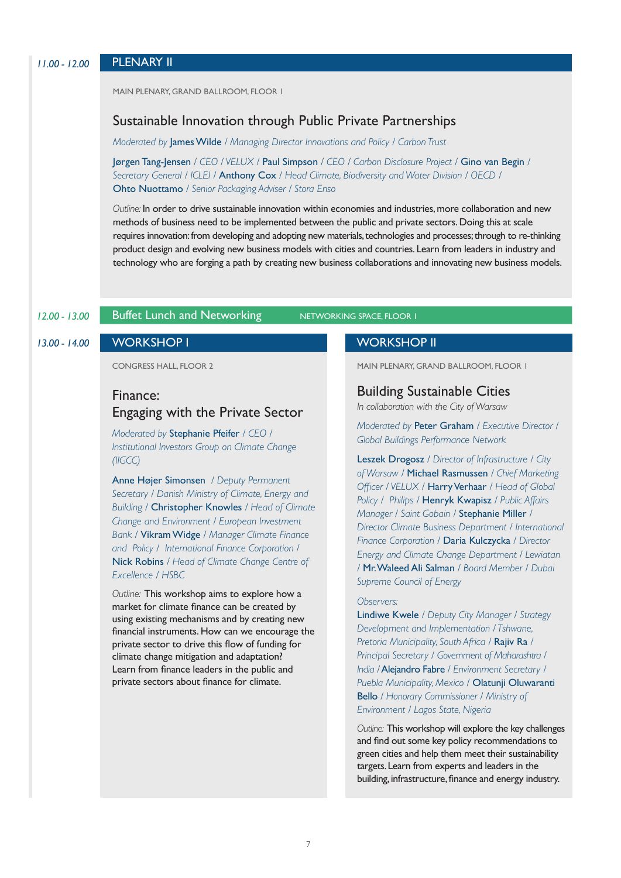**11.00 - 12.00**

## PLENARY II

MAIN PLENARY, GRAND BALLROOM, FLOOR 1

### Sustainable Innovation through Public Private Partnerships

*Moderated by* **James Wilde** / *Managing Director Innovations and Policy / Carbon Trust*

**Jørgen Tang-Jensen** / *CEO / VELUX* / **Paul Simpson** / *CEO / Carbon Disclosure Project* / **Gino van Begin** / *Secretary General / ICLEI* / **Anthony Cox** / *Head Climate, Biodiversity and Water Division / OECD* / **Ohto Nuottamo** / *Senior Packaging Adviser / Stora Enso*

*Outline:* In order to drive sustainable innovation within economies and industries, more collaboration and new methods of business need to be implemented between the public and private sectors. Doing this at scale requires innovation: from developing and adopting new materials, technologies and processes; through to re-thinking product design and evolving new business models with cities and countries. Learn from leaders in industry and technology who are forging a path by creating new business collaborations and innovating new business models.

**12.00 - 13.00**

## Buffet Lunch and Networking

NETWORKING SPACE, FLOOR 1

**13.00 - 14.00**

## WORKSHOP I

CONGRESS HALL, FLOOR 2

### Finance: Engaging with the Private Sector

*Moderated by* **Stephanie Pfeifer** / *CEO / Institutional Investors Group on Climate Change (IIGCC)*

**Anne Højer Simonsen** / *Deputy Permanent Secretary / Danish Ministry of Climate, Energy and Building* / **Christopher Knowles** / *Head of Climate Change and Environment / European Investment Bank* / **Vikram Widge** / *Manager Climate Finance and Policy / International Finance Corporation* / **Nick Robins** / *Head of Climate Change Centre of Excellence / HSBC*

*Outline:* This workshop aims to explore how a market for climate finance can be created by using existing mechanisms and by creating new financial instruments. How can we encourage the private sector to drive this flow of funding for climate change mitigation and adaptation? Learn from finance leaders in the public and private sectors about finance for climate.

## WORKSHOP II

MAIN PLENARY, GRAND BALLROOM, FLOOR 1

### Building Sustainable Cities

*In collaboration with the City of Warsaw*

*Moderated by* **Peter Graham** / *Executive Director / Global Buildings Performance Network*

**Leszek Drogosz** / *Director of Infrastructure / City of Warsaw* / **Michael Rasmussen** / *Chief Marketing Officer / VELUX* / **Harry Verhaar** / *Head of Global Policy / Philips* / **Henryk Kwapisz** / *Public Affairs Manager / Saint Gobain* / **Stephanie Miller** / *Director Climate Business Department / International Finance Corporation* / **Daria Kulczycka** / *Director Energy and Climate Change Department / Lewiatan* / **Mr. Waleed Ali Salman** / *Board Member / Dubai Supreme Council of Energy*

*Observers:*

**Lindiwe Kwele** / *Deputy City Manager / Strategy Development and Implementation / Tshwane, Pretoria Municipality, South Africa* / **Rajiv Ra** / *Principal Secretary / Government of Maharashtra / India* / **Alejandro Fabre** / *Environment Secretary / Puebla Municipality, Mexico* / **Olatunji Oluwaranti Bello** / *Honorary Commissioner / Ministry of Environment / Lagos State, Nigeria*

*Outline:* This workshop will explore the key challenges and find out some key policy recommendations to green cities and help them meet their sustainability targets. Learn from experts and leaders in the building, infrastructure, finance and energy industry.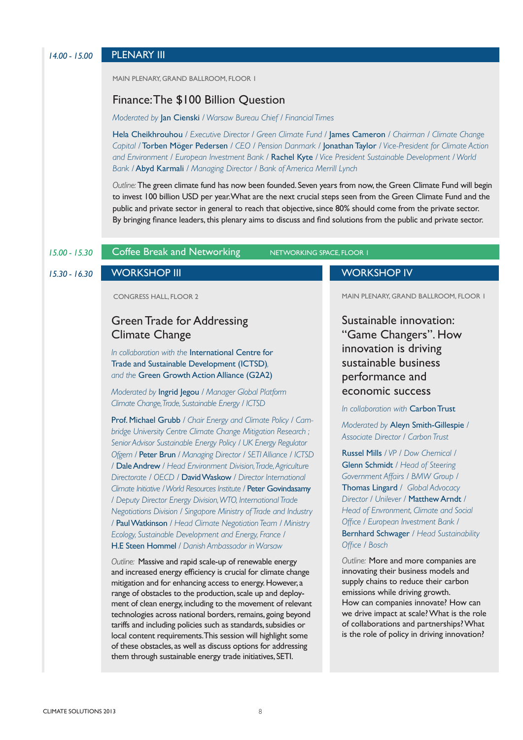14.00 - 15.00

## PLENARY III

MAIN PLENARY, GRAND BALLROOM, FLOOR 1

### Finance: The $100 Billion Question

*Moderated by* **Jan Cienski** / *Warsaw Bureau Chief / Financial Times*

**Hela Cheikhrouhou** / *Executive Director / Green Climate Fund* / **James Cameron** / *Chairman / Climate Change Capital* / **Torben Möger Pedersen** / *CEO / Pension Danmark* / **Jonathan Taylor** / *Vice-President for Climate Action and Environment / European Investment Bank* / **Rachel Kyte** / *Vice President Sustainable Development / World Bank* / **Abyd Karmali** / *Managing Director / Bank of America Merrill Lynch*

*Outline:* The green climate fund has now been founded. Seven years from now, the Green Climate Fund will begin to invest 100 billion USD per year. What are the next crucial steps seen from the Green Climate Fund and the public and private sector in general to reach that objective, since 80% should come from the private sector. By bringing finance leaders, this plenary aims to discuss and find solutions from the public and private sector.

15.00 - 15.30

## Coffee Break and Networking

NETWORKING SPACE, FLOOR 1

15.30 - 16.30

## WORKSHOP III

CONGRESS HALL, FLOOR 2

### Green Trade for Addressing Climate Change

*In collaboration with the* **International Centre for Trade and Sustainable Development (ICTSD)**, *and the* **Green Growth Action Alliance (G2A2)**

*Moderated by* **Ingrid Jegou** / *Manager Global Platform Climate Change, Trade, Sustainable Energy / ICTSD*

**Prof. Michael Grubb** / *Chair Energy and Climate Policy / Cambridge University Centre Climate Change Mitigation Research ; Senior Advisor Sustainable Energy Policy / UK Energy Regulator Ofgem* / **Peter Brun** / *Managing Director / SETI Alliance / ICTSD* / **Dale Andrew** / *Head Environment Division, Trade, Agriculture Directorate / OECD* / **David Waskow** / *Director International Climate Initiative / World Resources Institute* / **Peter Govindasamy** / *Deputy Director Energy Division, WTO, International Trade Negotiations Division / Singapore Ministry of Trade and Industry* / **Paul Watkinson** / *Head Climate Negotiation Team / Ministry Ecology, Sustainable Development and Energy, France* / **H.E Steen Hommel** / *Danish Ambassador in Warsaw*

*Outline:* Massive and rapid scale-up of renewable energy and increased energy efficiency is crucial for climate change mitigation and for enhancing access to energy. However, a range of obstacles to the production, scale up and deployment of clean energy, including to the movement of relevant technologies across national borders, remains, going beyond tariffs and including policies such as standards, subsidies or local content requirements. This session will highlight some of these obstacles, as well as discuss options for addressing them through sustainable energy trade initiatives, SETI.

## WORKSHOP IV

MAIN PLENARY, GRAND BALLROOM, FLOOR 1

### Sustainable innovation: "Game Changers". How innovation is driving sustainable business performance and economic success

*In collaboration with* **Carbon Trust**

*Moderated by* **Aleyn Smith-Gillespie** / *Associate Director / Carbon Trust*

**Russel Mills** / *VP / Dow Chemical* / **Glenn Schmidt** / *Head of Steering Government Affairs / BMW Group* / **Thomas Lingard** / *Global Advocacy Director / Unilever* / **Matthew Arndt** / *Head of Envronment, Climate and Social Office / European Investment Bank* / **Bernhard Schwager** / *Head Sustainability Office / Bosch*

*Outline:* More and more companies are innovating their business models and supply chains to reduce their carbon emissions while driving growth. How can companies innovate? How can we drive impact at scale? What is the role of collaborations and partnerships? What is the role of policy in driving innovation?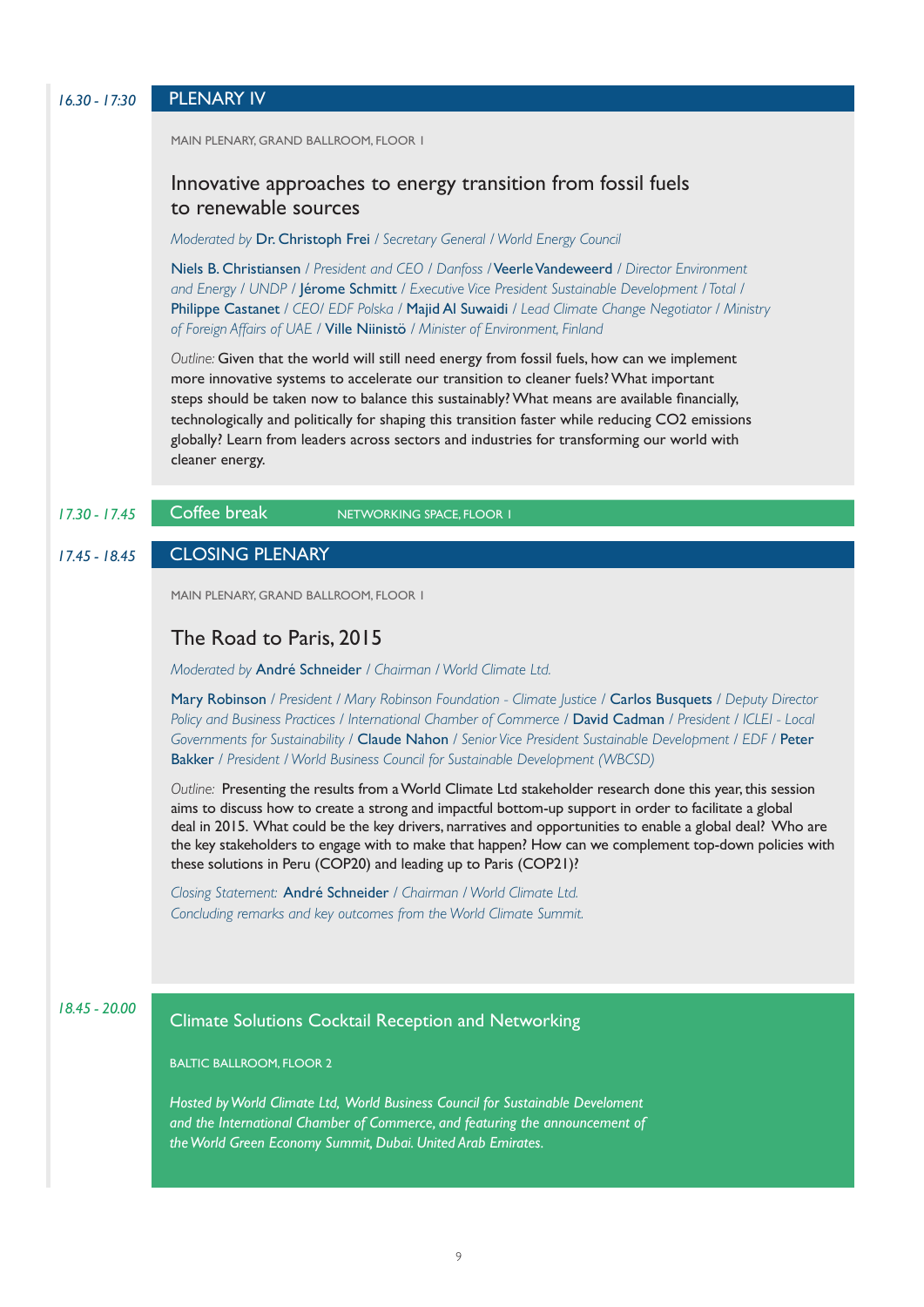*16.30 - 17:30*

## PLENARY IV

MAIN PLENARY, GRAND BALLROOM, FLOOR 1

### Innovative approaches to energy transition from fossil fuels to renewable sources

*Moderated by* **Dr. Christoph Frei** */ Secretary General / World Energy Council*

**Niels B. Christiansen** */ President and CEO / Danfoss /* **Veerle Vandeweerd** */ Director Environment and Energy / UNDP /* **Jérome Schmitt** */ Executive Vice President Sustainable Development / Total /* **Philippe Castanet** */ CEO/ EDF Polska /* **Majid Al Suwaidi** */ Lead Climate Change Negotiator / Ministry of Foreign Affairs of UAE /* **Ville Niinistö** */ Minister of Environment, Finland*

*Outline:* Given that the world will still need energy from fossil fuels, how can we implement more innovative systems to accelerate our transition to cleaner fuels? What important steps should be taken now to balance this sustainably? What means are available financially, technologically and politically for shaping this transition faster while reducing $CO_2$ emissions globally? Learn from leaders across sectors and industries for transforming our world with cleaner energy.

*17.30 - 17.45*

## Coffee break

NETWORKING SPACE, FLOOR 1

*17.45 - 18.45*

## CLOSING PLENARY

MAIN PLENARY, GRAND BALLROOM, FLOOR 1

### The Road to Paris, 2015

*Moderated by* **André Schneider** */ Chairman / World Climate Ltd.*

**Mary Robinson** */ President / Mary Robinson Foundation - Climate Justice /* **Carlos Busquets** */ Deputy Director Policy and Business Practices / International Chamber of Commerce /* **David Cadman** */ President / ICLEI - Local Governments for Sustainability /* **Claude Nahon** */ Senior Vice President Sustainable Development / EDF /* **Peter Bakker** */ President / World Business Council for Sustainable Development (WBCSD)*

*Outline:* Presenting the results from a World Climate Ltd stakeholder research done this year, this session aims to discuss how to create a strong and impactful bottom-up support in order to facilitate a global deal in 2015. What could be the key drivers, narratives and opportunities to enable a global deal? Who are the key stakeholders to engage with to make that happen? How can we complement top-down policies with these solutions in Peru (COP20) and leading up to Paris (COP21)?

*Closing Statement:* **André Schneider** */ Chairman / World Climate Ltd.*
*Concluding remarks and key outcomes from the World Climate Summit.*

*18.45 - 20.00*

## Climate Solutions Cocktail Reception and Networking

BALTIC BALLROOM, FLOOR 2

*Hosted by World Climate Ltd, World Business Council for Sustainable Develoment and the International Chamber of Commerce, and featuring the announcement of the World Green Economy Summit, Dubai. United Arab Emirates.*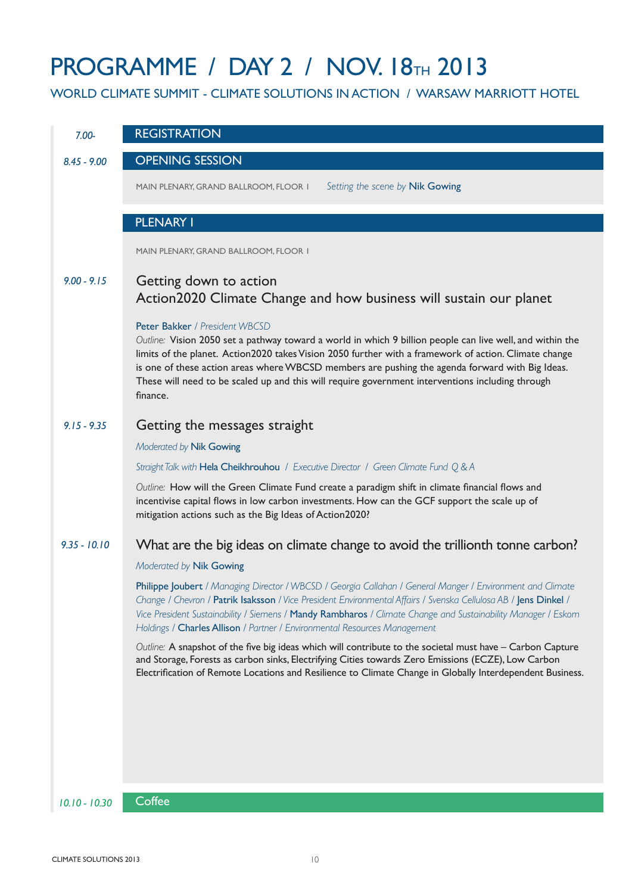# PROGRAMME / DAY 2 / NOV. 18TH 2013

WORLD CLIMATE SUMMIT - CLIMATE SOLUTIONS IN ACTION / WARSAW MARRIOTT HOTEL

*7.00-* **REGISTRATION**

*8.45 - 9.00* **OPENING SESSION**

MAIN PLENARY, GRAND BALLROOM, FLOOR 1 *Setting the scene by* Nik Gowing

## PLENARY I

MAIN PLENARY, GRAND BALLROOM, FLOOR 1

*9.00 - 9.15*

### Getting down to action
### Action2020 Climate Change and how business will sustain our planet

Peter Bakker / *President WBCSD*

*Outline:* Vision 2050 set a pathway toward a world in which 9 billion people can live well, and within the limits of the planet. Action2020 takes Vision 2050 further with a framework of action. Climate change is one of these action areas where WBCSD members are pushing the agenda forward with Big Ideas. These will need to be scaled up and this will require government interventions including through finance.

*9.15 - 9.35*

### Getting the messages straight

*Moderated by* Nik Gowing

*Straight Talk with* Hela Cheikhrouhou / *Executive Director / Green Climate Fund Q & A*

*Outline:* How will the Green Climate Fund create a paradigm shift in climate financial flows and incentivise capital flows in low carbon investments. How can the GCF support the scale up of mitigation actions such as the Big Ideas of Action2020?

*9.35 - 10.10*

### What are the big ideas on climate change to avoid the trillionth tonne carbon?

*Moderated by* Nik Gowing

Philippe Joubert / *Managing Director / WBCSD / Georgia Callahan / General Manger / Environment and Climate Change / Chevron /* Patrik Isaksson / *Vice President Environmental Affairs / Svenska Cellulosa AB /* Jens Dinkel / *Vice President Sustainability / Siemens /* Mandy Rambharos / *Climate Change and Sustainability Manager / Eskom Holdings /* Charles Allison / *Partner / Environmental Resources Management*

*Outline:* A snapshot of the five big ideas which will contribute to the societal must have – Carbon Capture and Storage, Forests as carbon sinks, Electrifying Cities towards Zero Emissions (ECZE), Low Carbon Electrification of Remote Locations and Resilience to Climate Change in Globally Interdependent Business.

*10.10 - 10.30* **Coffee**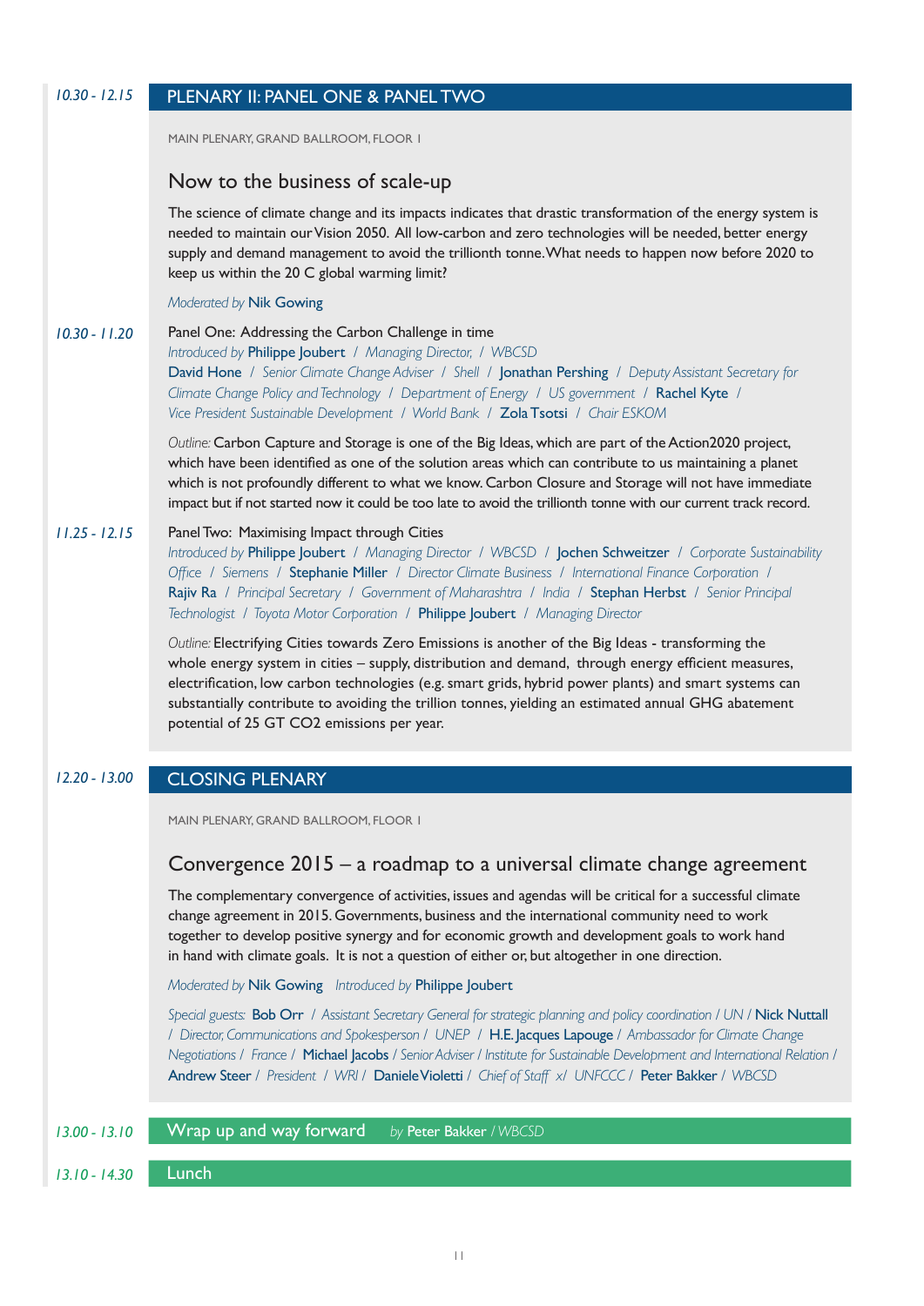**10.30 - 12.15**

## PLENARY II: PANEL ONE & PANEL TWO

MAIN PLENARY, GRAND BALLROOM, FLOOR 1

### Now to the business of scale-up

The science of climate change and its impacts indicates that drastic transformation of the energy system is needed to maintain our Vision 2050. All low-carbon and zero technologies will be needed, better energy supply and demand management to avoid the trillionth tonne. What needs to happen now before 2020 to keep us within the 20 C global warming limit?

*Moderated by* **Nik Gowing**

**10.30 - 11.20**

Panel One: Addressing the Carbon Challenge in time

*Introduced by* **Philippe Joubert** / *Managing Director,* / *WBCSD*

**David Hone** / *Senior Climate Change Adviser* / *Shell* / **Jonathan Pershing** / *Deputy Assistant Secretary for Climate Change Policy and Technology* / *Department of Energy* / *US government* / **Rachel Kyte** / *Vice President Sustainable Development* / *World Bank* / **Zola Tsotsi** / *Chair ESKOM*

*Outline:* Carbon Capture and Storage is one of the Big Ideas, which are part of the Action2020 project, which have been identified as one of the solution areas which can contribute to us maintaining a planet which is not profoundly different to what we know. Carbon Closure and Storage will not have immediate impact but if not started now it could be too late to avoid the trillionth tonne with our current track record.

**11.25 - 12.15**

Panel Two: Maximising Impact through Cities

*Introduced by* **Philippe Joubert** / *Managing Director* / *WBCSD* / **Jochen Schweitzer** / *Corporate Sustainability Office* / *Siemens* / **Stephanie Miller** / *Director Climate Business* / *International Finance Corporation* / **Rajiv Ra** / *Principal Secretary* / *Government of Maharashtra* / *India* / **Stephan Herbst** / *Senior Principal Technologist* / *Toyota Motor Corporation* / **Philippe Joubert** / *Managing Director*

*Outline:* Electrifying Cities towards Zero Emissions is another of the Big Ideas - transforming the whole energy system in cities – supply, distribution and demand, through energy efficient measures, electrification, low carbon technologies (e.g. smart grids, hybrid power plants) and smart systems can substantially contribute to avoiding the trillion tonnes, yielding an estimated annual GHG abatement potential of 25 GT CO2 emissions per year.

**12.20 - 13.00**

## CLOSING PLENARY

MAIN PLENARY, GRAND BALLROOM, FLOOR 1

### Convergence 2015 – a roadmap to a universal climate change agreement

The complementary convergence of activities, issues and agendas will be critical for a successful climate change agreement in 2015. Governments, business and the international community need to work together to develop positive synergy and for economic growth and development goals to work hand in hand with climate goals. It is not a question of either or, but altogether in one direction.

*Moderated by* **Nik Gowing** *Introduced by* **Philippe Joubert**

*Special guests:* **Bob Orr** / *Assistant Secretary General for strategic planning and policy coordination* / *UN* / **Nick Nuttall** / *Director, Communications and Spokesperson* / *UNEP* / **H.E. Jacques Lapouge** / *Ambassador for Climate Change Negotiations* / *France* / **Michael Jacobs** / *Senior Adviser* / *Institute for Sustainable Development and International Relation* / **Andrew Steer** / *President* / *WRI* / **Daniele Violetti** / *Chief of Staff x/* *UNFCCC* / **Peter Bakker** / *WBCSD*

**13.00 - 13.10** Wrap up and way forward *by* **Peter Bakker** / *WBCSD*

**13.10 - 14.30** Lunch